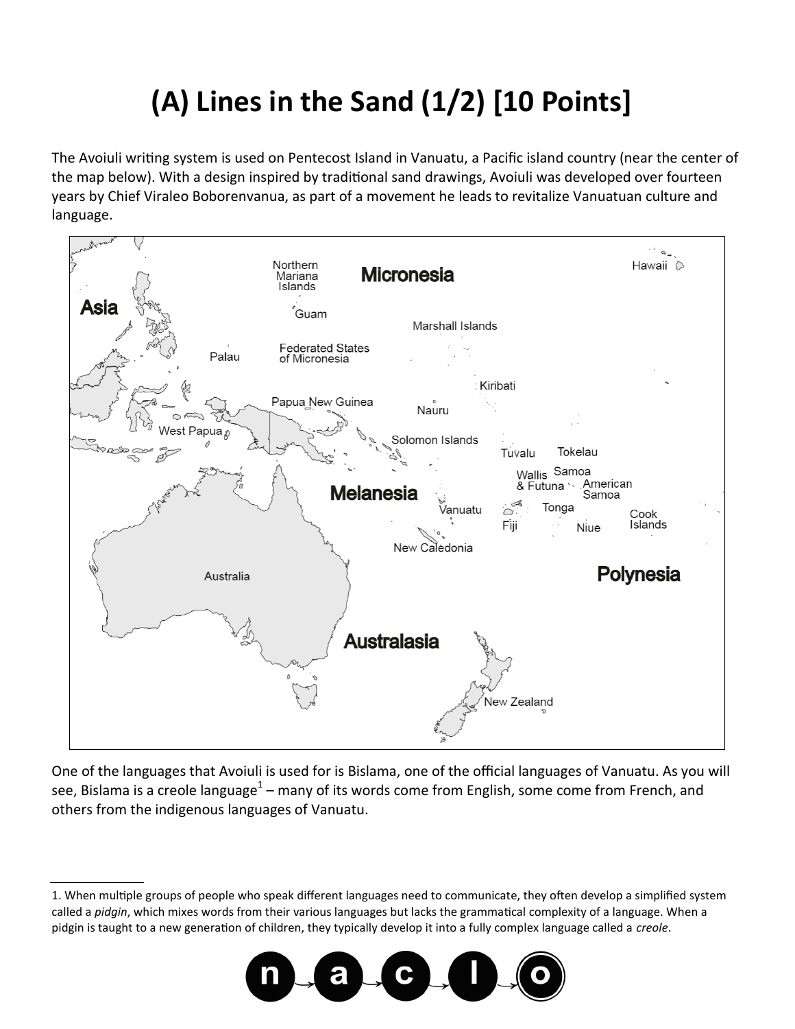# (A) Lines in the Sand (1/2) [10 Points]

The Avoiuli writing system is used on Pentecost Island in Vanuatu, a Pacific island country (near the center of the map below). With a design inspired by traditional sand drawings, Avoiuli was developed over fourteen years by Chief Viraleo Boborenvanua, as part of a movement he leads to revitalize Vanuatuan culture and language.

One of the languages that Avoiuli is used for is Bislama, one of the official languages of Vanuatu. As you will see, Bislama is a creole language[1] – many of its words come from English, some come from French, and others from the indigenous languages of Vanuatu.

---

1. When multiple groups of people who speak different languages need to communicate, they often develop a simplified system called a *pidgin*, which mixes words from their various languages but lacks the grammatical complexity of a language. When a pidgin is taught to a new generation of children, they typically develop it into a fully complex language called a *creole*.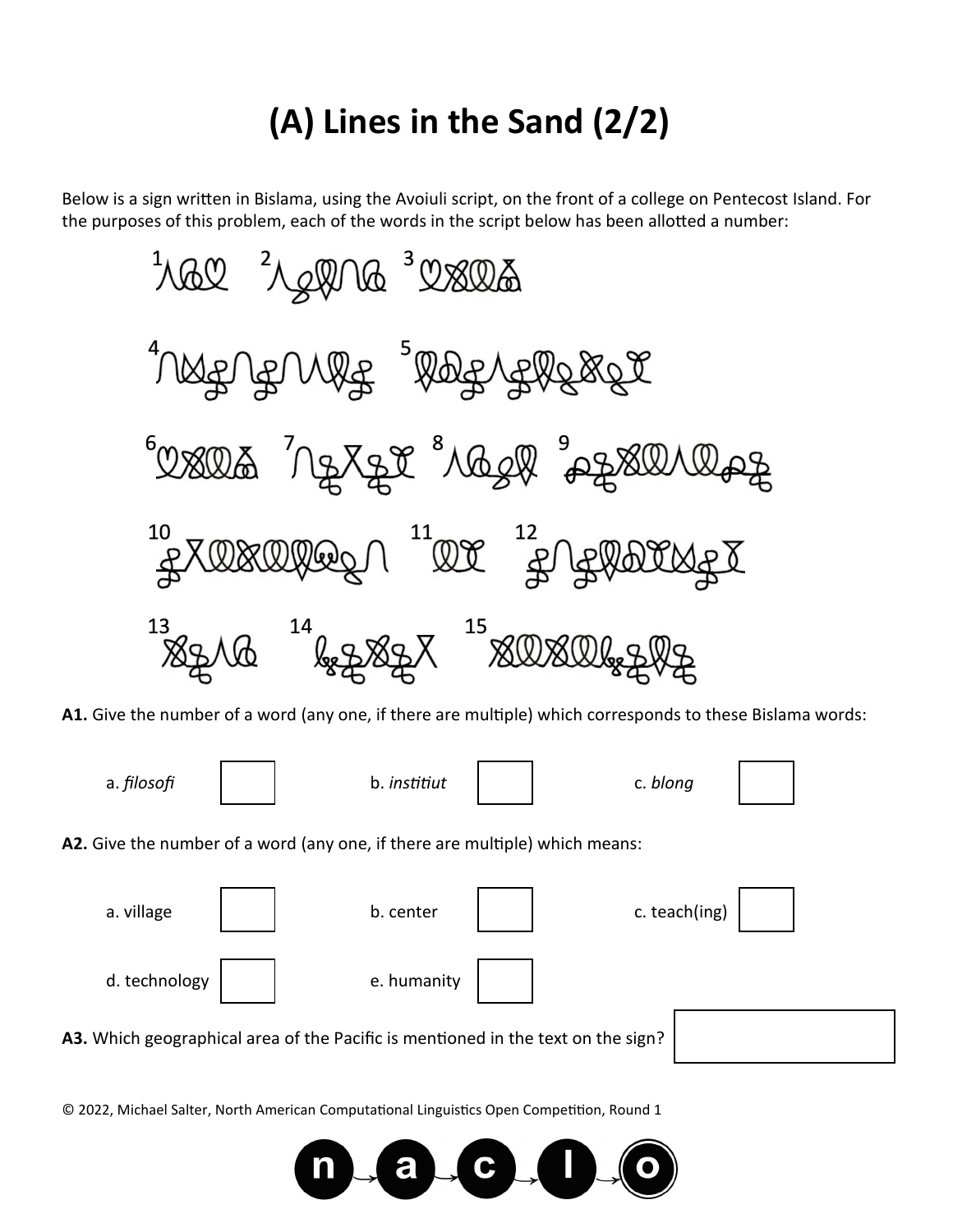# (A) Lines in the Sand (2/2)

Below is a sign written in Bislama, using the Avoiuli script, on the front of a college on Pentecost Island. For the purposes of this problem, each of the words in the script below has been allotted a number:

1 2 3

4 5

6 7 8 9

10 11 12

13 14 15

**A1.** Give the number of a word (any one, if there are multiple) which corresponds to these Bislama words:

a. *filosofi* ☐ b. *institiut* ☐ c. *blong* ☐

**A2.** Give the number of a word (any one, if there are multiple) which means:

a. village ☐ b. center ☐ c. teach(ing) ☐

d. technology ☐ e. humanity ☐

**A3.** Which geographical area of the Pacific is mentioned in the text on the sign? ☐

© 2022, Michael Salter, North American Computational Linguistics Open Competition, Round 1